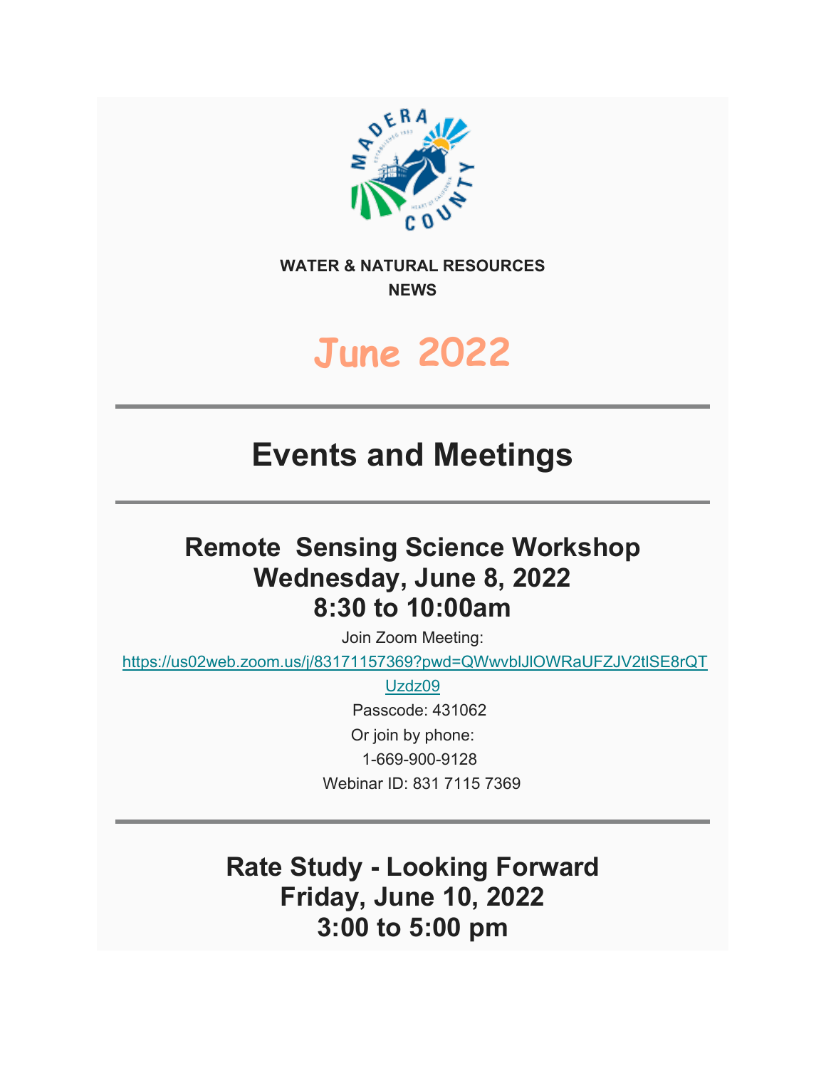**WATER & NATURAL RESOURCES NEWS**

# June 2022

---

# Events and Meetings

---

## Remote Sensing Science Workshop
## Wednesday, June 8, 2022
## 8:30 to 10:00am

Join Zoom Meeting:

https://us02web.zoom.us/j/83171157369?pwd=QWwvblJlOWRaUFZJV2tlSE8rQTUzdz09

Passcode: 431062

Or join by phone:

1-669-900-9128

Webinar ID: 831 7115 7369

---

## Rate Study - Looking Forward
## Friday, June 10, 2022
## 3:00 to 5:00 pm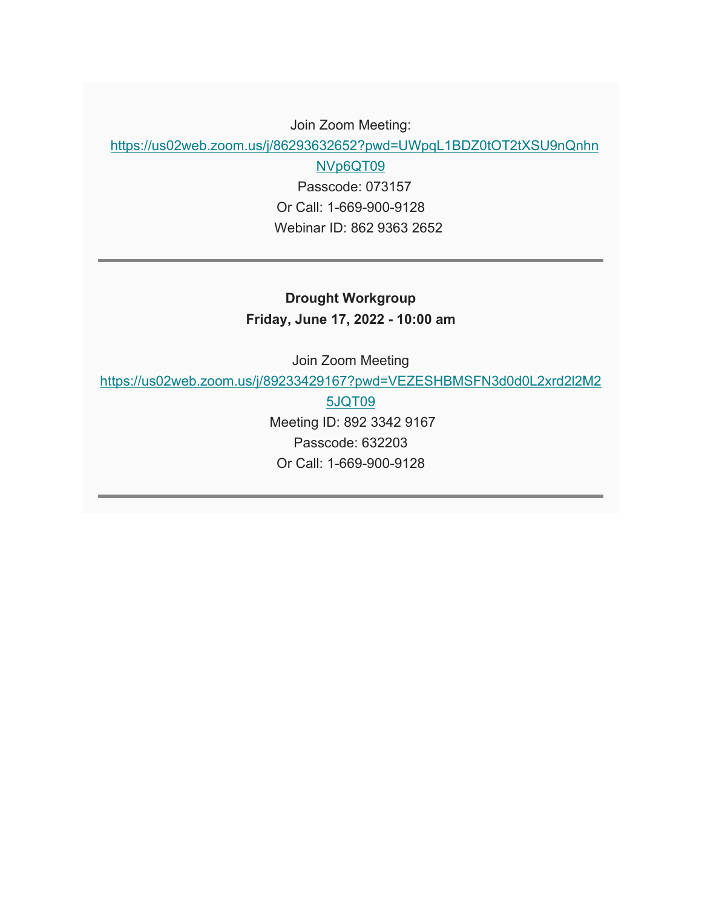Join Zoom Meeting:

https://us02web.zoom.us/j/86293632652?pwd=UWpqL1BDZ0tOT2tXSU9nQnhnNVp6QT09

Passcode: 073157

Or Call: 1-669-900-9128

Webinar ID: 862 9363 2652

---

**Drought Workgroup**

**Friday, June 17, 2022 - 10:00 am**

Join Zoom Meeting

https://us02web.zoom.us/j/89233429167?pwd=VEZESHBMSFN3d0d0L2xrd2l2M25JQT09

Meeting ID: 892 3342 9167

Passcode: 632203

Or Call: 1-669-900-9128

---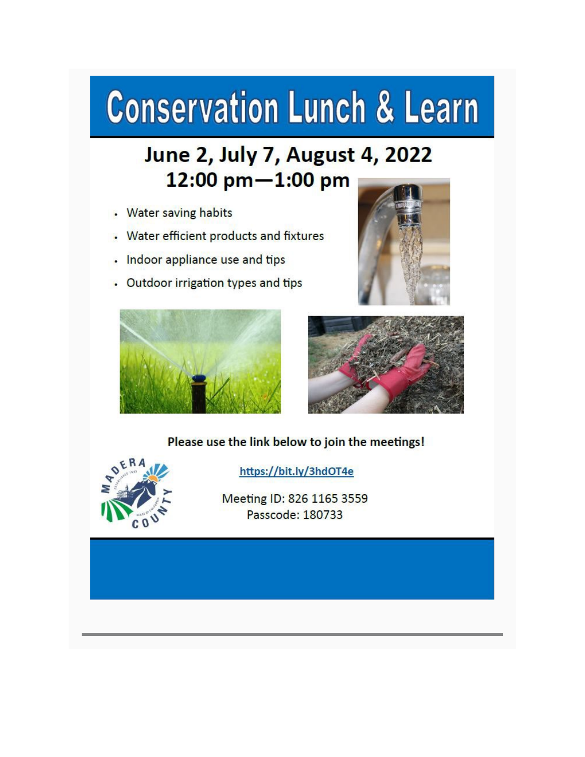# Conservation Lunch & Learn

## June 2, July 7, August 4, 2022
## 12:00 pm—1:00 pm

- Water saving habits
- Water efficient products and fixtures
- Indoor appliance use and tips
- Outdoor irrigation types and tips

**Please use the link below to join the meetings!**

https://bit.ly/3hdOT4e

Meeting ID: 826 1165 3559
Passcode: 180733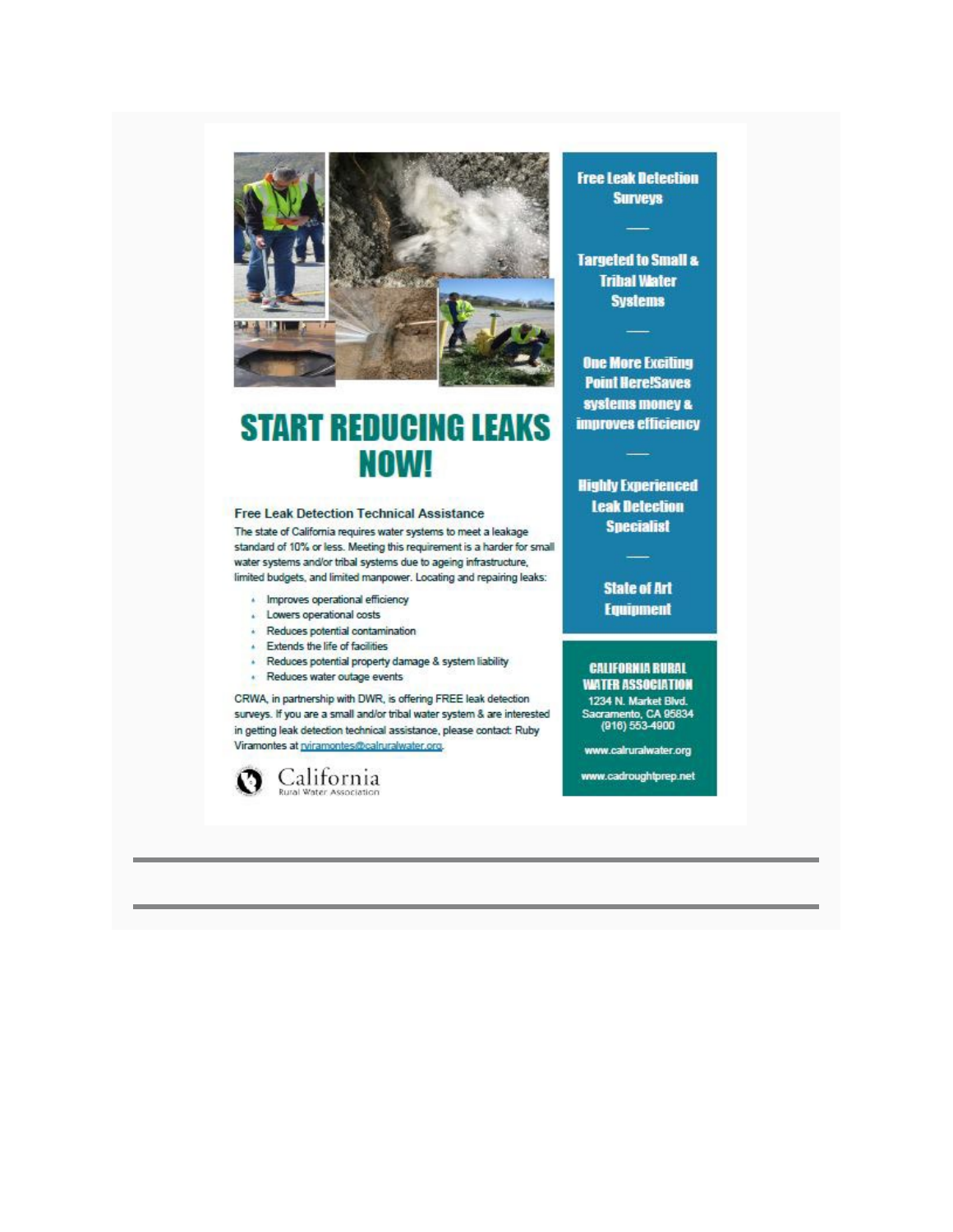# START REDUCING LEAKS NOW!

### Free Leak Detection Technical Assistance

The state of California requires water systems to meet a leakage standard of 10% or less. Meeting this requirement is a harder for small water systems and/or tribal systems due to ageing infrastructure, limited budgets, and limited manpower. Locating and repairing leaks:

- Improves operational efficiency
- Lowers operational costs
- Reduces potential contamination
- Extends the life of facilities
- Reduces potential property damage & system liability
- Reduces water outage events

CRWA, in partnership with DWR, is offering FREE leak detection surveys. If you are a small and/or tribal water system & are interested in getting leak detection technical assistance, please contact: Ruby Viramontes at rviramontes@calruralwater.org.

California Rural Water Association

**Free Leak Detection Surveys**

**Targeted to Small & Tribal Water Systems**

**One More Exciting Point Here!Saves systems money & improves efficiency**

**Highly Experienced Leak Detection Specialist**

**State of Art Equipment**

**CALIFORNIA RURAL WATER ASSOCIATION**
1234 N. Market Blvd.
Sacramento, CA 95834
(916) 553-4900

www.calruralwater.org

www.cadroughtprep.net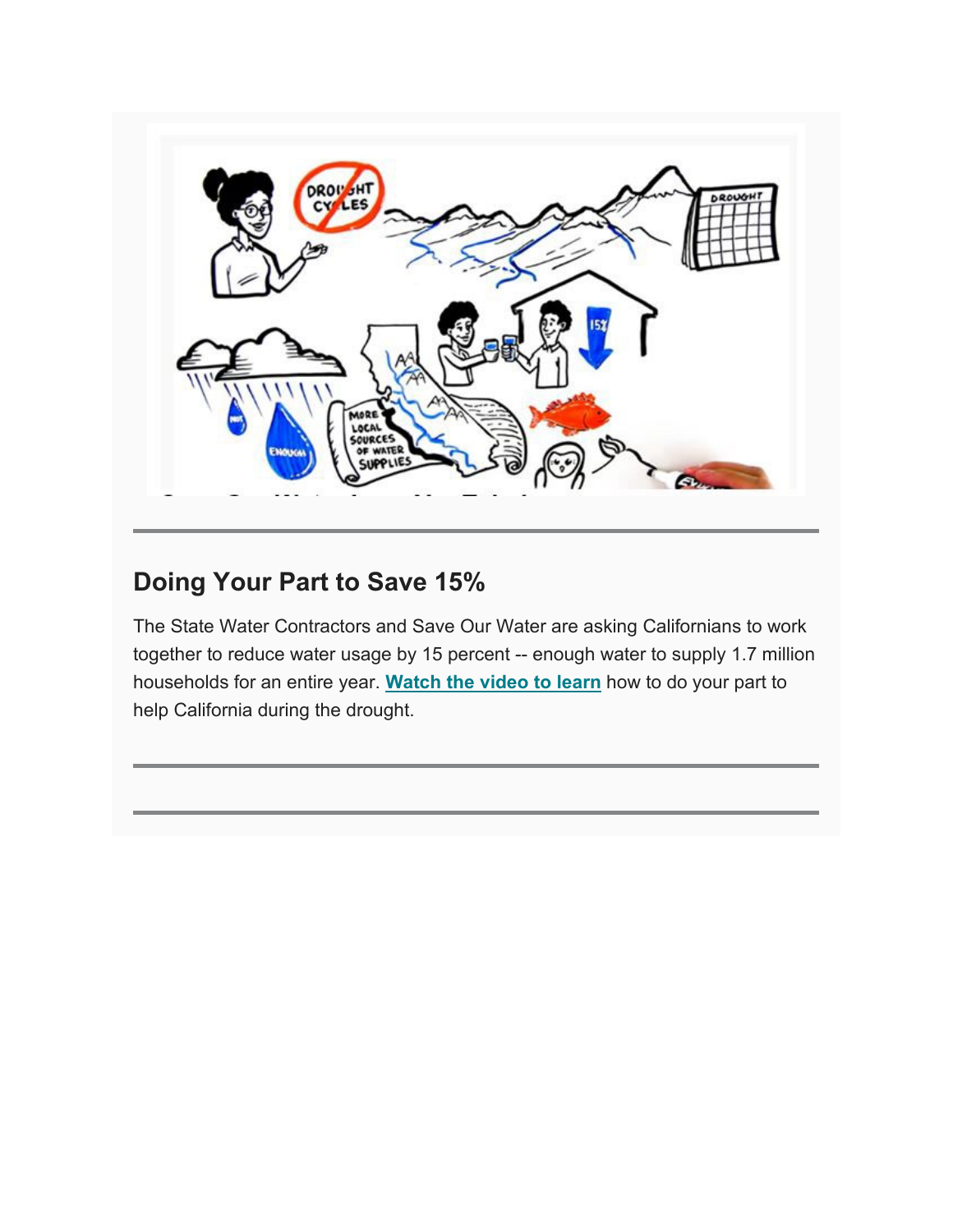## Doing Your Part to Save 15%

The State Water Contractors and Save Our Water are asking Californians to work together to reduce water usage by 15 percent -- enough water to supply 1.7 million households for an entire year. **Watch the video to learn** how to do your part to help California during the drought.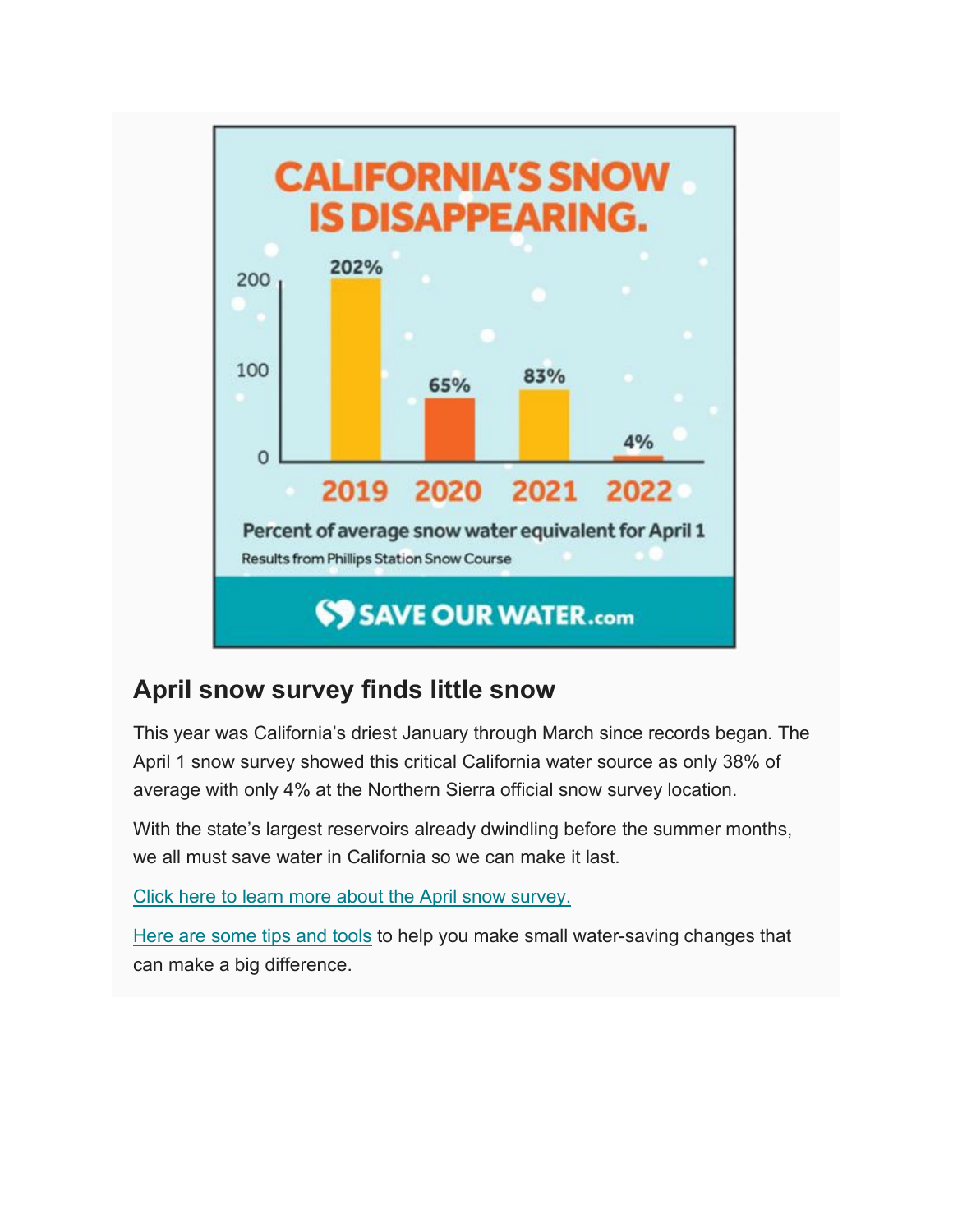# CALIFORNIA'S SNOW IS DISAPPEARING.

| Year | Percent |
|---|---|
| 2019 | 202% |
| 2020 | 65% |
| 2021 | 83% |
| 2022 | 4% |

Percent of average snow water equivalent for April 1

Results from Phillips Station Snow Course

SAVE OUR WATER.com

## April snow survey finds little snow

This year was California's driest January through March since records began. The April 1 snow survey showed this critical California water source as only 38% of average with only 4% at the Northern Sierra official snow survey location.

With the state's largest reservoirs already dwindling before the summer months, we all must save water in California so we can make it last.

Click here to learn more about the April snow survey.

Here are some tips and tools to help you make small water-saving changes that can make a big difference.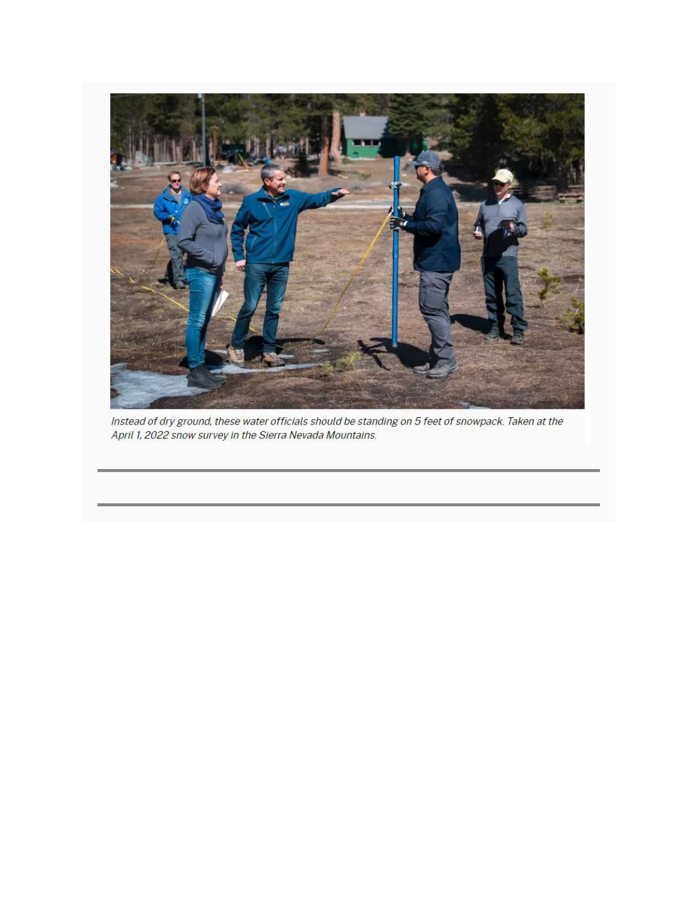*Instead of dry ground, these water officials should be standing on 5 feet of snowpack. Taken at the April 1, 2022 snow survey in the Sierra Nevada Mountains.*

---

---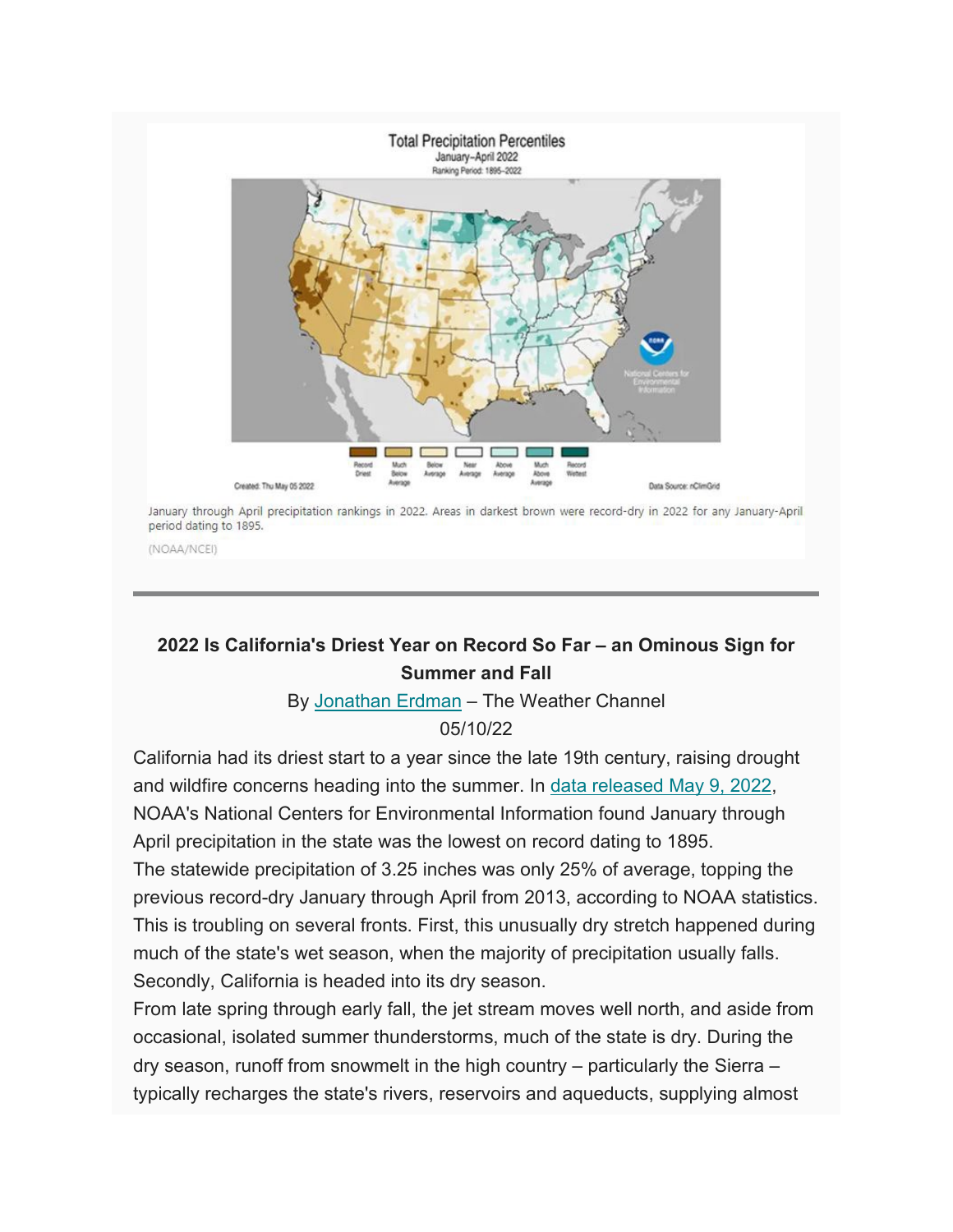January through April precipitation rankings in 2022. Areas in darkest brown were record-dry in 2022 for any January-April period dating to 1895.

(NOAA/NCEI)

---

**2022 Is California's Driest Year on Record So Far – an Ominous Sign for Summer and Fall**

By [Jonathan Erdman]() – The Weather Channel

05/10/22

California had its driest start to a year since the late 19th century, raising drought and wildfire concerns heading into the summer. In [data released May 9, 2022](), NOAA's National Centers for Environmental Information found January through April precipitation in the state was the lowest on record dating to 1895.

The statewide precipitation of 3.25 inches was only 25% of average, topping the previous record-dry January through April from 2013, according to NOAA statistics.

This is troubling on several fronts. First, this unusually dry stretch happened during much of the state's wet season, when the majority of precipitation usually falls.

Secondly, California is headed into its dry season.

From late spring through early fall, the jet stream moves well north, and aside from occasional, isolated summer thunderstorms, much of the state is dry. During the dry season, runoff from snowmelt in the high country – particularly the Sierra – typically recharges the state's rivers, reservoirs and aqueducts, supplying almost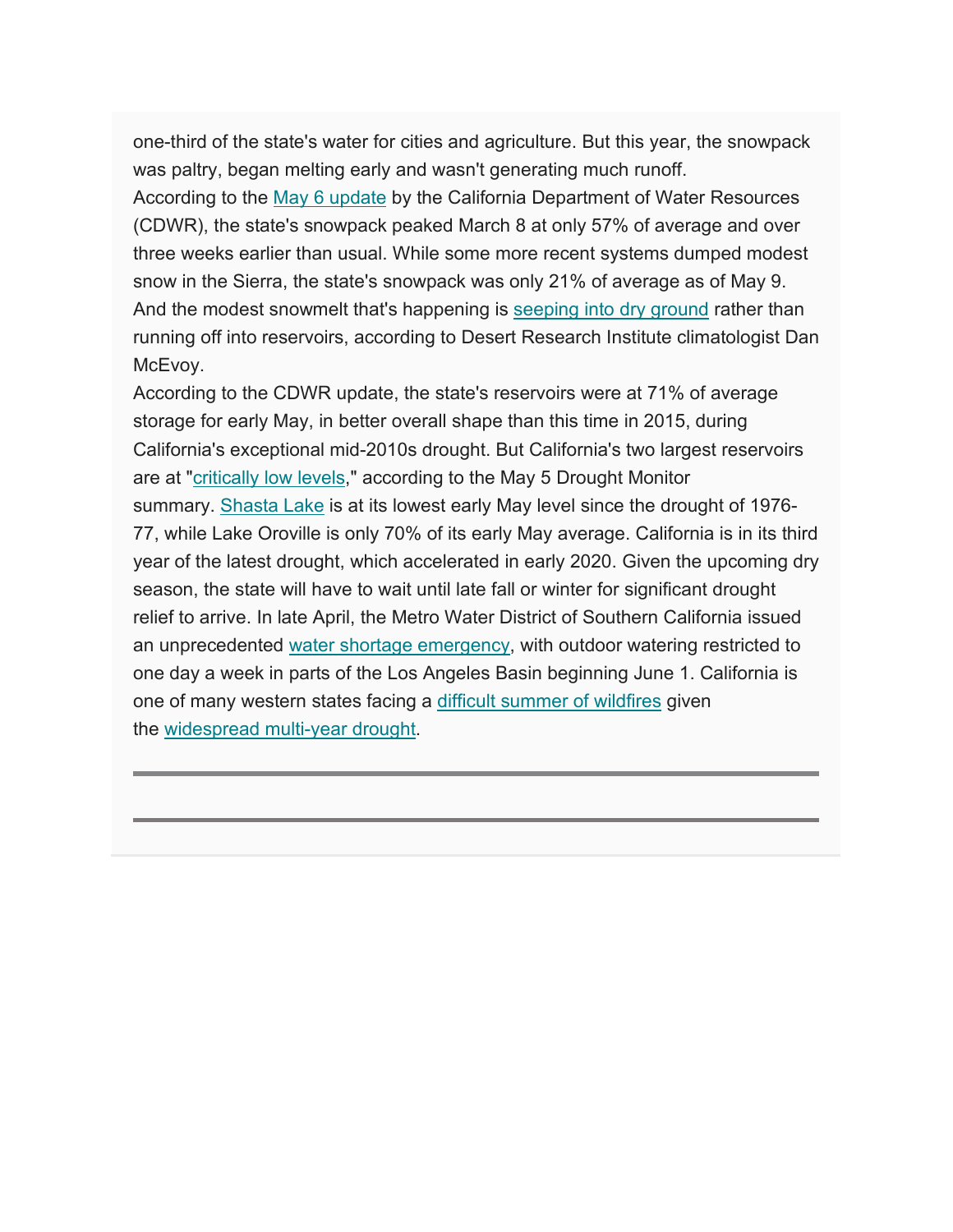one-third of the state's water for cities and agriculture. But this year, the snowpack was paltry, began melting early and wasn't generating much runoff.

According to the May 6 update by the California Department of Water Resources (CDWR), the state's snowpack peaked March 8 at only 57% of average and over three weeks earlier than usual. While some more recent systems dumped modest snow in the Sierra, the state's snowpack was only 21% of average as of May 9. And the modest snowmelt that's happening is seeping into dry ground rather than running off into reservoirs, according to Desert Research Institute climatologist Dan McEvoy.

According to the CDWR update, the state's reservoirs were at 71% of average storage for early May, in better overall shape than this time in 2015, during California's exceptional mid-2010s drought. But California's two largest reservoirs are at "critically low levels," according to the May 5 Drought Monitor summary. Shasta Lake is at its lowest early May level since the drought of 1976-77, while Lake Oroville is only 70% of its early May average. California is in its third year of the latest drought, which accelerated in early 2020. Given the upcoming dry season, the state will have to wait until late fall or winter for significant drought relief to arrive. In late April, the Metro Water District of Southern California issued an unprecedented water shortage emergency, with outdoor watering restricted to one day a week in parts of the Los Angeles Basin beginning June 1. California is one of many western states facing a difficult summer of wildfires given the widespread multi-year drought.

---

---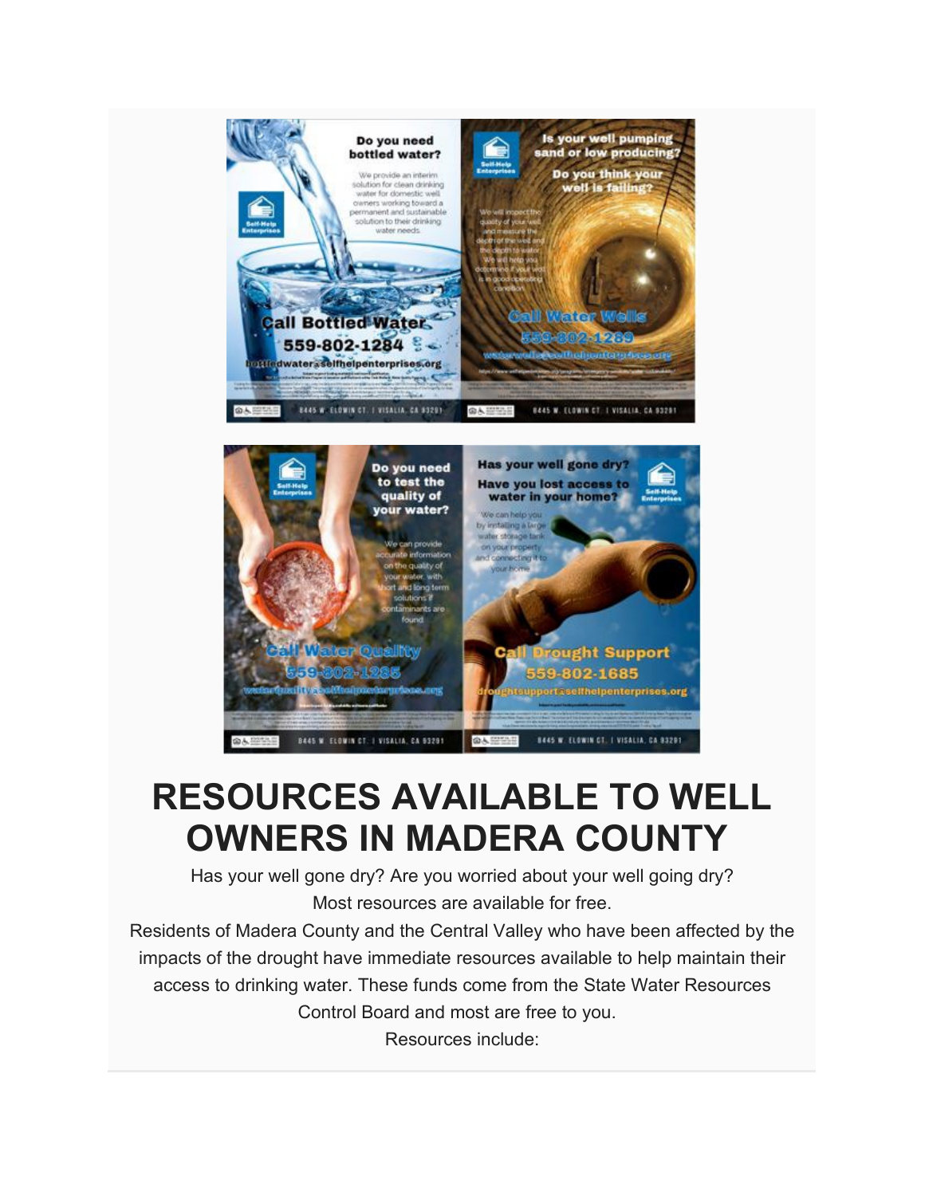**Do you need bottled water?**

We provide an interim solution for clean drinking water for domestic well owners working toward a permanent and sustainable solution to their drinking water needs.

**Call Bottled Water 559-802-1284**

bottledwater@selfhelpenterprises.org

8445 W. ELOWIN CT. | VISALIA, CA 93291

**Is your well pumping sand or low producing? Do you think your well is failing?**

We will inspect the quality of your well and measure the depth of the well and the depth to water. We will help you determine if your well is in good operating condition.

**Call Water Wells 559-802-1289**

waterwells@selfhelpenterprises.org

8445 W. ELOWIN CT. | VISALIA, CA 93291

**Do you need to test the quality of your water?**

We can provide accurate information on the quality of your water, with short and long term solutions if contaminants are found.

**Call Water Quality 559-802-1285**

waterquality@selfhelpenterprises.org

8445 W. ELOWIN CT. | VISALIA, CA 93291

**Has your well gone dry? Have you lost access to water in your home?**

We can help you by installing a large water storage tank on your property and connecting it to your home.

**Call Drought Support 559-802-1685**

droughtsupport@selfhelpenterprises.org

8445 W. ELOWIN CT. | VISALIA, CA 93291

# RESOURCES AVAILABLE TO WELL OWNERS IN MADERA COUNTY

Has your well gone dry? Are you worried about your well going dry?

Most resources are available for free.

Residents of Madera County and the Central Valley who have been affected by the impacts of the drought have immediate resources available to help maintain their access to drinking water. These funds come from the State Water Resources Control Board and most are free to you.

Resources include: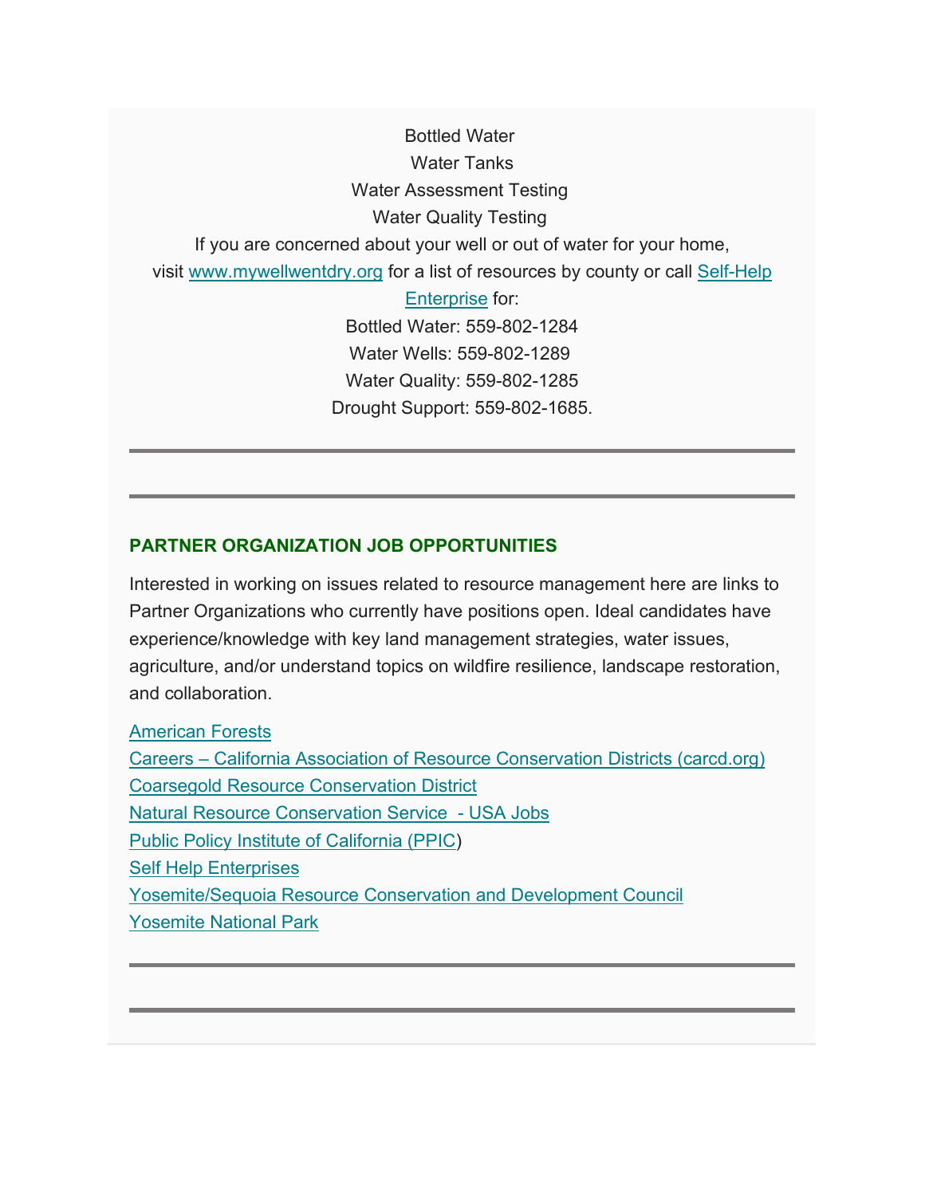Bottled Water

Water Tanks

Water Assessment Testing

Water Quality Testing

If you are concerned about your well or out of water for your home, visit [www.mywellwentdry.org](www.mywellwentdry.org) for a list of resources by county or call [Self-Help Enterprise]() for:

Bottled Water: 559-802-1284

Water Wells: 559-802-1289

Water Quality: 559-802-1285

Drought Support: 559-802-1685.

---

---

### PARTNER ORGANIZATION JOB OPPORTUNITIES

Interested in working on issues related to resource management here are links to Partner Organizations who currently have positions open. Ideal candidates have experience/knowledge with key land management strategies, water issues, agriculture, and/or understand topics on wildfire resilience, landscape restoration, and collaboration.

[American Forests]()
[Careers – California Association of Resource Conservation Districts (carcd.org)]()
[Coarsegold Resource Conservation District]()
[Natural Resource Conservation Service - USA Jobs]()
[Public Policy Institute of California (PPIC]())
[Self Help Enterprises]()
[Yosemite/Sequoia Resource Conservation and Development Council]()
[Yosemite National Park]()

---

---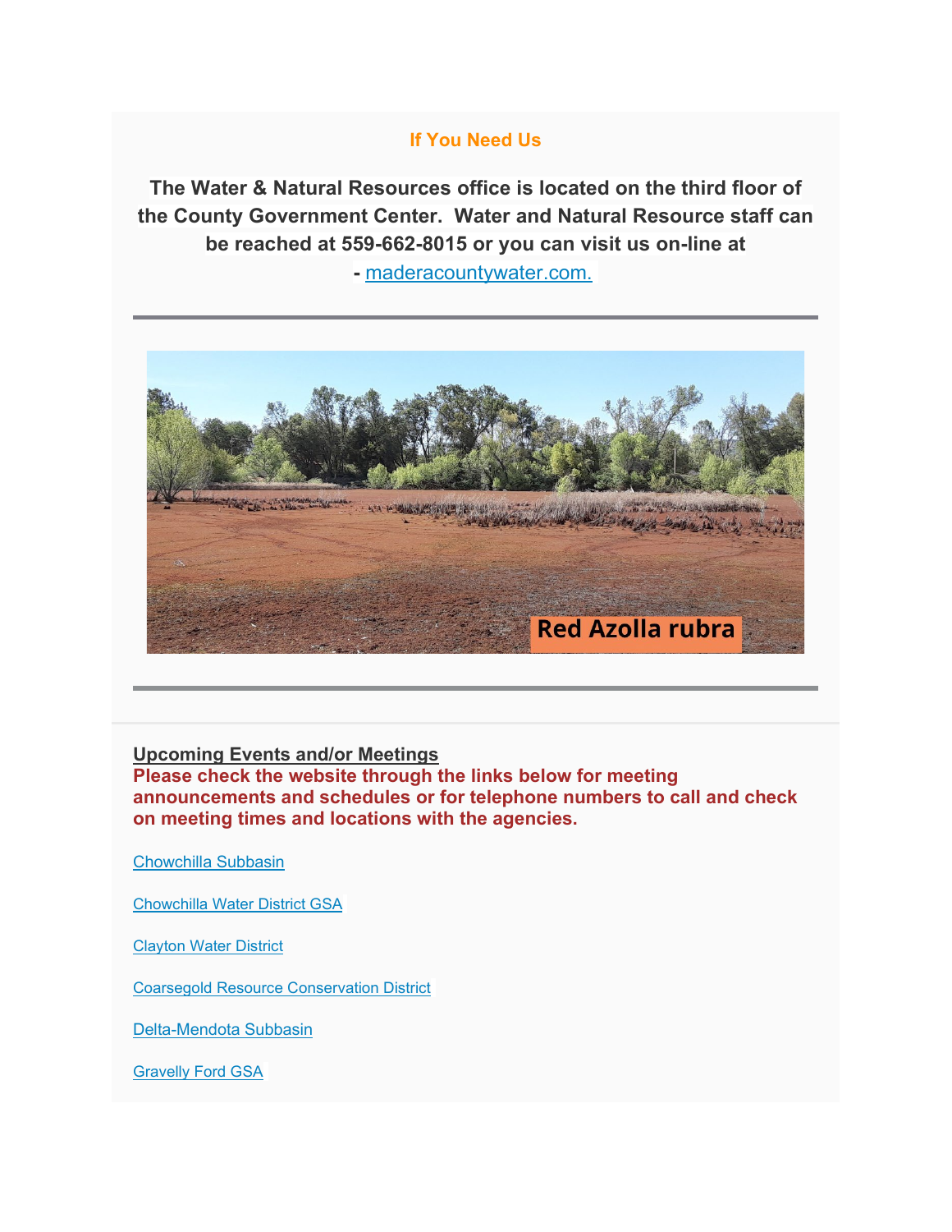## If You Need Us

**The Water & Natural Resources office is located on the third floor of the County Government Center. Water and Natural Resource staff can be reached at 559-662-8015 or you can visit us on-line at - [maderacountywater.com.](maderacountywater.com.)**

---

Red Azolla rubra

---

**Upcoming Events and/or Meetings**

**Please check the website through the links below for meeting announcements and schedules or for telephone numbers to call and check on meeting times and locations with the agencies.**

Chowchilla Subbasin

Chowchilla Water District GSA

Clayton Water District

Coarsegold Resource Conservation District

Delta-Mendota Subbasin

Gravelly Ford GSA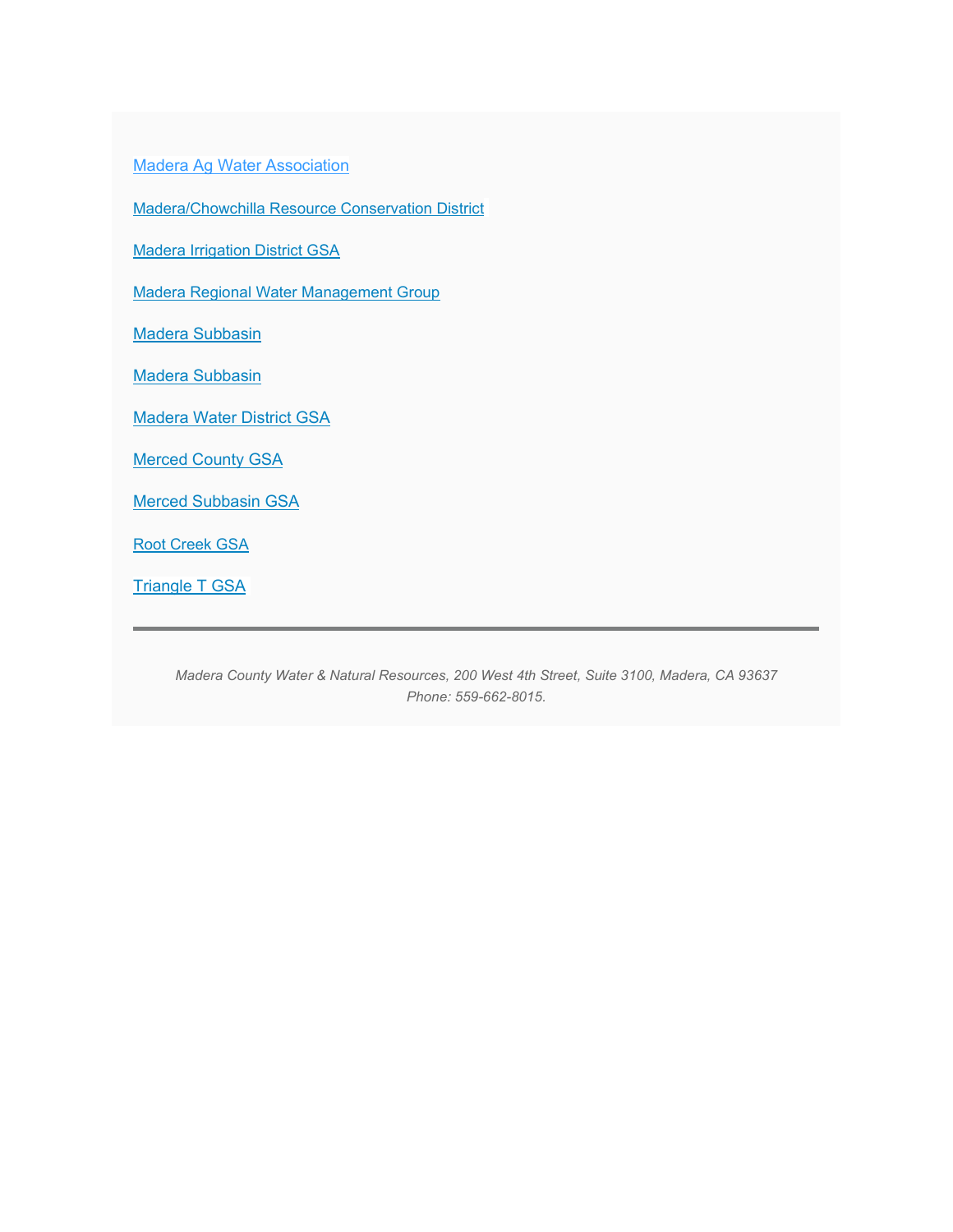Madera Ag Water Association

Madera/Chowchilla Resource Conservation District

Madera Irrigation District GSA

Madera Regional Water Management Group

Madera Subbasin

Madera Subbasin

Madera Water District GSA

Merced County GSA

Merced Subbasin GSA

Root Creek GSA

Triangle T GSA

---

*Madera County Water & Natural Resources, 200 West 4th Street, Suite 3100, Madera, CA 93637*
*Phone: 559-662-8015.*